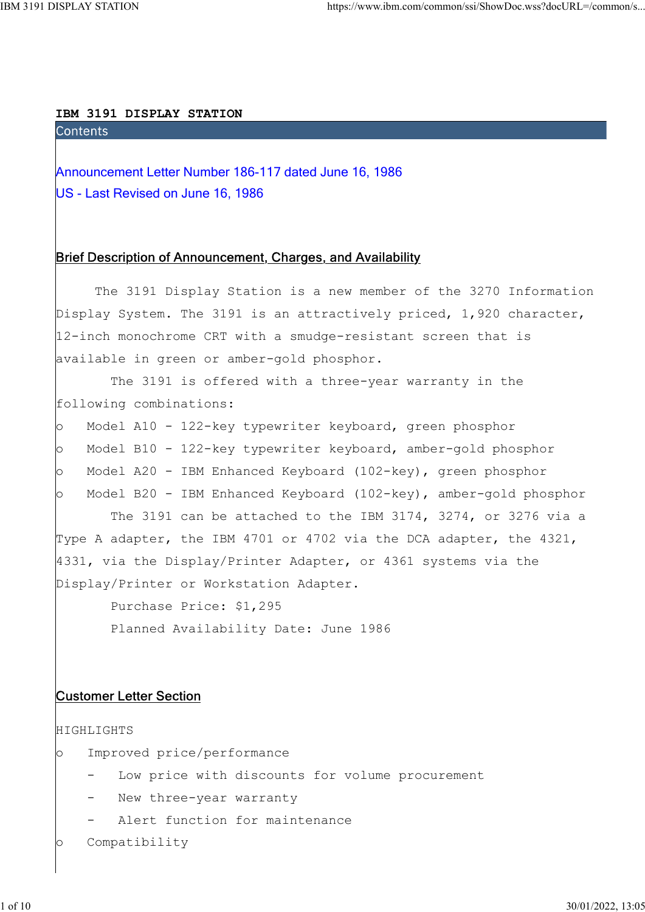# IBM 3191 DISPLAY STATION

## Contents

Announcement Letter Number 186-117 dated June 16, 1986

US - Last Revised on June 16, 1986

## Brief Description of Announcement, Charges, and Availability

The 3191 Display Station is a new member of the 3270 Information Display System. The 3191 is an attractively priced, 1,920 character, 12-inch monochrome CRT with a smudge-resistant screen that is available in green or amber-gold phosphor.

The 3191 is offered with a three-year warranty in the following combinations:

- Model A10 - 122-key typewriter keyboard, green phosphor
- Model B10 - 122-key typewriter keyboard, amber-gold phosphor
- Model A20 - IBM Enhanced Keyboard (102-key), green phosphor
- Model B20 - IBM Enhanced Keyboard (102-key), amber-gold phosphor

The 3191 can be attached to the IBM 3174, 3274, or 3276 via a Type A adapter, the IBM 4701 or 4702 via the DCA adapter, the 4321, 4331, via the Display/Printer Adapter, or 4361 systems via the Display/Printer or Workstation Adapter.

Purchase Price: $1,295

Planned Availability Date: June 1986

## Customer Letter Section

HIGHLIGHTS

- Improved price/performance
  - Low price with discounts for volume procurement
  - New three-year warranty
  - Alert function for maintenance
- Compatibility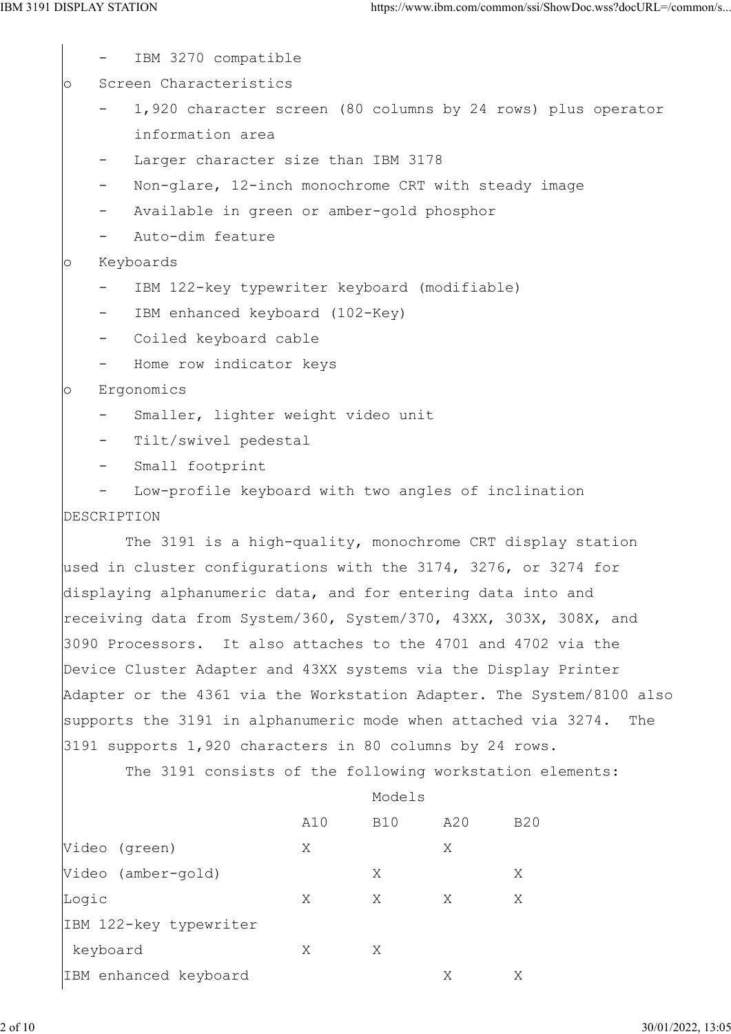- IBM 3270 compatible

- Screen Characteristics
  - 1,920 character screen (80 columns by 24 rows) plus operator information area
  - Larger character size than IBM 3178
  - Non-glare, 12-inch monochrome CRT with steady image
  - Available in green or amber-gold phosphor
  - Auto-dim feature
- Keyboards
  - IBM 122-key typewriter keyboard (modifiable)
  - IBM enhanced keyboard (102-Key)
  - Coiled keyboard cable
  - Home row indicator keys
- Ergonomics
  - Smaller, lighter weight video unit
  - Tilt/swivel pedestal
  - Small footprint
  - Low-profile keyboard with two angles of inclination

DESCRIPTION

The 3191 is a high-quality, monochrome CRT display station used in cluster configurations with the 3174, 3276, or 3274 for displaying alphanumeric data, and for entering data into and receiving data from System/360, System/370, 43XX, 303X, 308X, and 3090 Processors. It also attaches to the 4701 and 4702 via the Device Cluster Adapter and 43XX systems via the Display Printer Adapter or the 4361 via the Workstation Adapter. The System/8100 also supports the 3191 in alphanumeric mode when attached via 3274. The 3191 supports 1,920 characters in 80 columns by 24 rows.

The 3191 consists of the following workstation elements:

| | Models | | | |
|---|---|---|---|---|
| | A10 | B10 | A20 | B20 |
| Video (green) | X | | X | |
| Video (amber-gold) | | X | | X |
| Logic | X | X | X | X |
| IBM 122-key typewriter keyboard | X | X | | |
| IBM enhanced keyboard | | | X | X |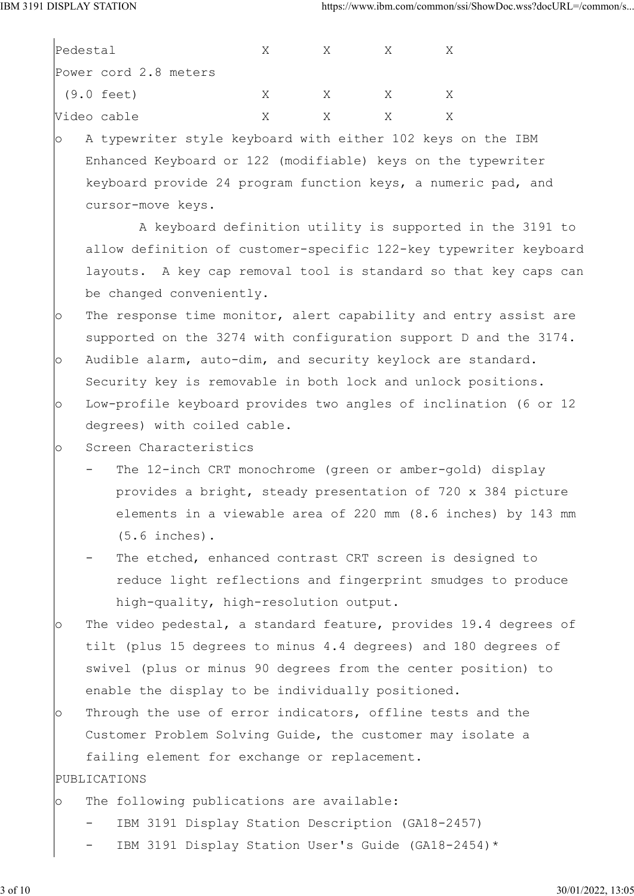| | | | | |
|---|---|---|---|---|
| Pedestal | X | X | X | X |
| Power cord 2.8 meters (9.0 feet) | X | X | X | X |
| Video cable | X | X | X | X |

- A typewriter style keyboard with either 102 keys on the IBM Enhanced Keyboard or 122 (modifiable) keys on the typewriter keyboard provide 24 program function keys, a numeric pad, and cursor-move keys.

  A keyboard definition utility is supported in the 3191 to allow definition of customer-specific 122-key typewriter keyboard layouts. A key cap removal tool is standard so that key caps can be changed conveniently.
- The response time monitor, alert capability and entry assist are supported on the 3274 with configuration support D and the 3174.
- Audible alarm, auto-dim, and security keylock are standard. Security key is removable in both lock and unlock positions.
- Low-profile keyboard provides two angles of inclination (6 or 12 degrees) with coiled cable.
- Screen Characteristics
  - The 12-inch CRT monochrome (green or amber-gold) display provides a bright, steady presentation of 720 x 384 picture elements in a viewable area of 220 mm (8.6 inches) by 143 mm (5.6 inches).
  - The etched, enhanced contrast CRT screen is designed to reduce light reflections and fingerprint smudges to produce high-quality, high-resolution output.
- The video pedestal, a standard feature, provides 19.4 degrees of tilt (plus 15 degrees to minus 4.4 degrees) and 180 degrees of swivel (plus or minus 90 degrees from the center position) to enable the display to be individually positioned.
- Through the use of error indicators, offline tests and the Customer Problem Solving Guide, the customer may isolate a failing element for exchange or replacement.

PUBLICATIONS

- The following publications are available:
  - IBM 3191 Display Station Description (GA18-2457)
  - IBM 3191 Display Station User's Guide (GA18-2454)*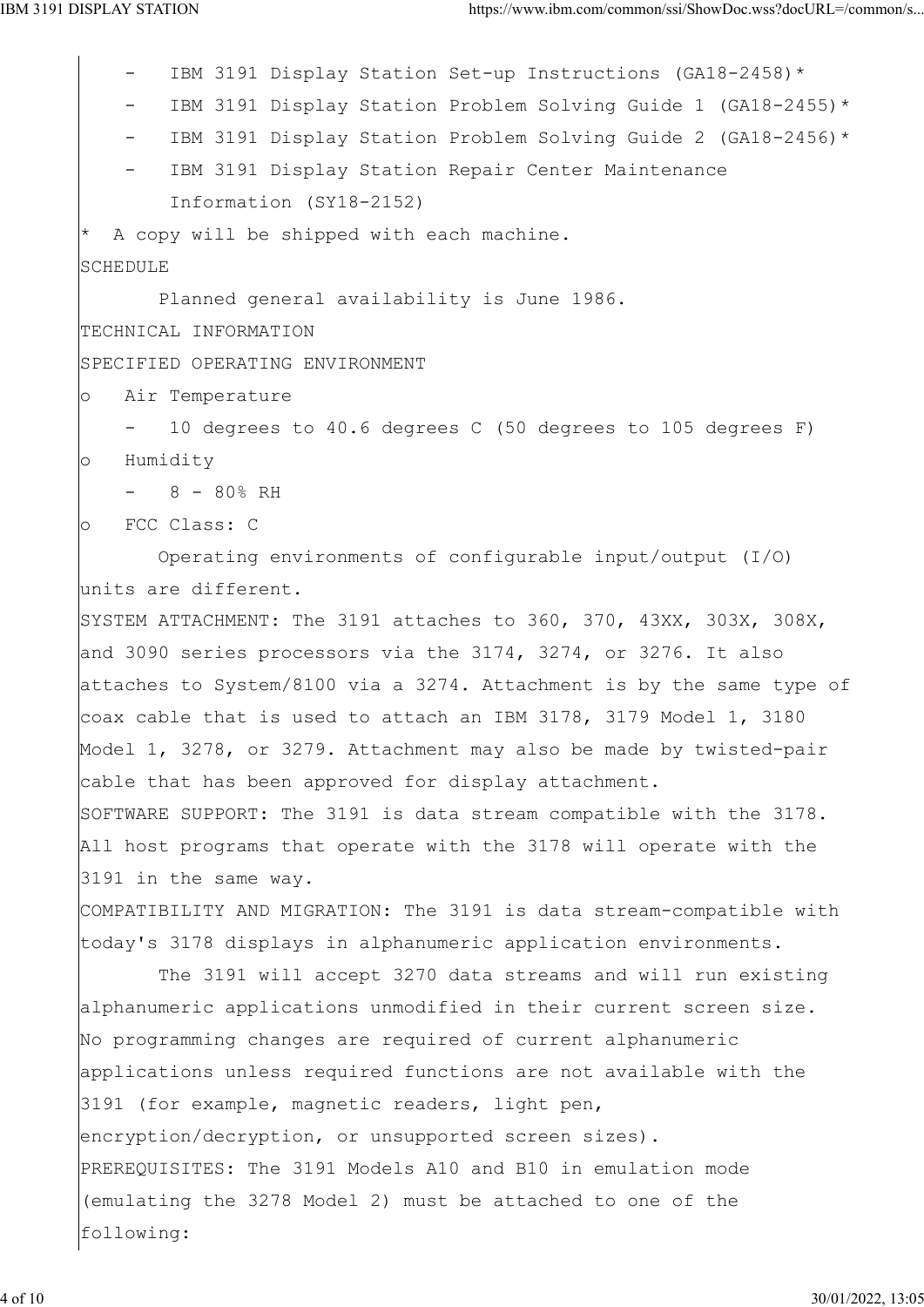- IBM 3191 Display Station Set-up Instructions (GA18-2458)*
- IBM 3191 Display Station Problem Solving Guide 1 (GA18-2455)*
- IBM 3191 Display Station Problem Solving Guide 2 (GA18-2456)*
- IBM 3191 Display Station Repair Center Maintenance Information (SY18-2152)

* A copy will be shipped with each machine.

SCHEDULE

Planned general availability is June 1986.

TECHNICAL INFORMATION

SPECIFIED OPERATING ENVIRONMENT

- Air Temperature
  - 10 degrees to 40.6 degrees C (50 degrees to 105 degrees F)
- Humidity
  - 8 - 80% RH
- FCC Class: C

Operating environments of configurable input/output (I/O) units are different.

SYSTEM ATTACHMENT: The 3191 attaches to 360, 370, 43XX, 303X, 308X, and 3090 series processors via the 3174, 3274, or 3276. It also attaches to System/8100 via a 3274. Attachment is by the same type of coax cable that is used to attach an IBM 3178, 3179 Model 1, 3180 Model 1, 3278, or 3279. Attachment may also be made by twisted-pair cable that has been approved for display attachment.

SOFTWARE SUPPORT: The 3191 is data stream compatible with the 3178. All host programs that operate with the 3178 will operate with the 3191 in the same way.

COMPATIBILITY AND MIGRATION: The 3191 is data stream-compatible with today's 3178 displays in alphanumeric application environments.

The 3191 will accept 3270 data streams and will run existing alphanumeric applications unmodified in their current screen size. No programming changes are required of current alphanumeric applications unless required functions are not available with the 3191 (for example, magnetic readers, light pen, encryption/decryption, or unsupported screen sizes).

PREREQUISITES: The 3191 Models A10 and B10 in emulation mode (emulating the 3278 Model 2) must be attached to one of the following: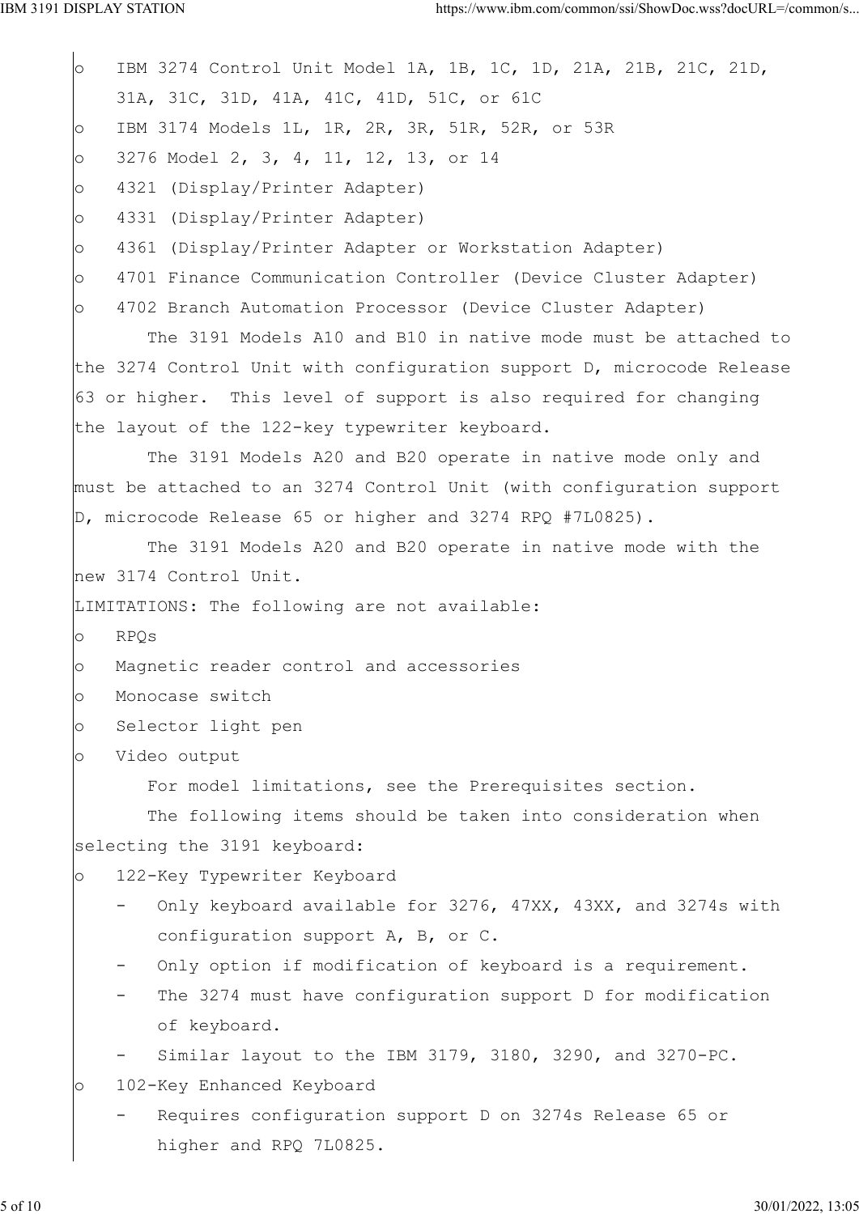- IBM 3274 Control Unit Model 1A, 1B, 1C, 1D, 21A, 21B, 21C, 21D, 31A, 31C, 31D, 41A, 41C, 41D, 51C, or 61C
- IBM 3174 Models 1L, 1R, 2R, 3R, 51R, 52R, or 53R
- 3276 Model 2, 3, 4, 11, 12, 13, or 14
- 4321 (Display/Printer Adapter)
- 4331 (Display/Printer Adapter)
- 4361 (Display/Printer Adapter or Workstation Adapter)
- 4701 Finance Communication Controller (Device Cluster Adapter)
- 4702 Branch Automation Processor (Device Cluster Adapter)

The 3191 Models A10 and B10 in native mode must be attached to the 3274 Control Unit with configuration support D, microcode Release 63 or higher. This level of support is also required for changing the layout of the 122-key typewriter keyboard.

The 3191 Models A20 and B20 operate in native mode only and must be attached to an 3274 Control Unit (with configuration support D, microcode Release 65 or higher and 3274 RPQ #7L0825).

The 3191 Models A20 and B20 operate in native mode with the new 3174 Control Unit.

LIMITATIONS: The following are not available:

- RPQs
- Magnetic reader control and accessories
- Monocase switch
- Selector light pen
- Video output

For model limitations, see the Prerequisites section.

The following items should be taken into consideration when selecting the 3191 keyboard:

- 122-Key Typewriter Keyboard
  - Only keyboard available for 3276, 47XX, 43XX, and 3274s with configuration support A, B, or C.
  - Only option if modification of keyboard is a requirement.
  - The 3274 must have configuration support D for modification of keyboard.
  - Similar layout to the IBM 3179, 3180, 3290, and 3270-PC.
- 102-Key Enhanced Keyboard
  - Requires configuration support D on 3274s Release 65 or higher and RPQ 7L0825.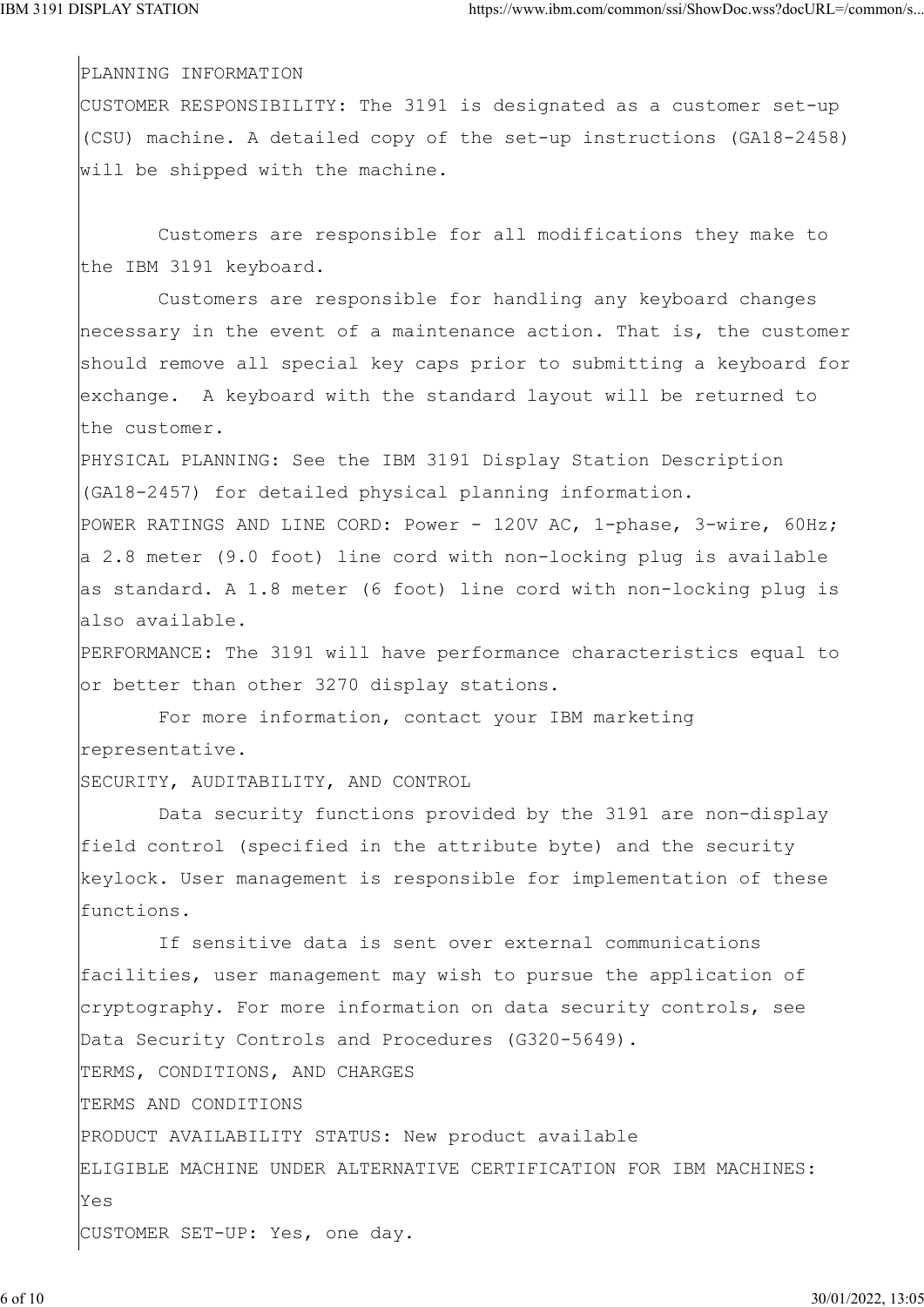PLANNING INFORMATION

CUSTOMER RESPONSIBILITY: The 3191 is designated as a customer set-up (CSU) machine. A detailed copy of the set-up instructions (GA18-2458) will be shipped with the machine.

Customers are responsible for all modifications they make to the IBM 3191 keyboard.

Customers are responsible for handling any keyboard changes necessary in the event of a maintenance action. That is, the customer should remove all special key caps prior to submitting a keyboard for exchange. A keyboard with the standard layout will be returned to the customer.

PHYSICAL PLANNING: See the IBM 3191 Display Station Description (GA18-2457) for detailed physical planning information.

POWER RATINGS AND LINE CORD: Power - 120V AC, 1-phase, 3-wire, 60Hz; a 2.8 meter (9.0 foot) line cord with non-locking plug is available as standard. A 1.8 meter (6 foot) line cord with non-locking plug is also available.

PERFORMANCE: The 3191 will have performance characteristics equal to or better than other 3270 display stations.

For more information, contact your IBM marketing representative.

SECURITY, AUDITABILITY, AND CONTROL

Data security functions provided by the 3191 are non-display field control (specified in the attribute byte) and the security keylock. User management is responsible for implementation of these functions.

If sensitive data is sent over external communications facilities, user management may wish to pursue the application of cryptography. For more information on data security controls, see Data Security Controls and Procedures (G320-5649).

TERMS, CONDITIONS, AND CHARGES

TERMS AND CONDITIONS

PRODUCT AVAILABILITY STATUS: New product available

ELIGIBLE MACHINE UNDER ALTERNATIVE CERTIFICATION FOR IBM MACHINES: Yes

CUSTOMER SET-UP: Yes, one day.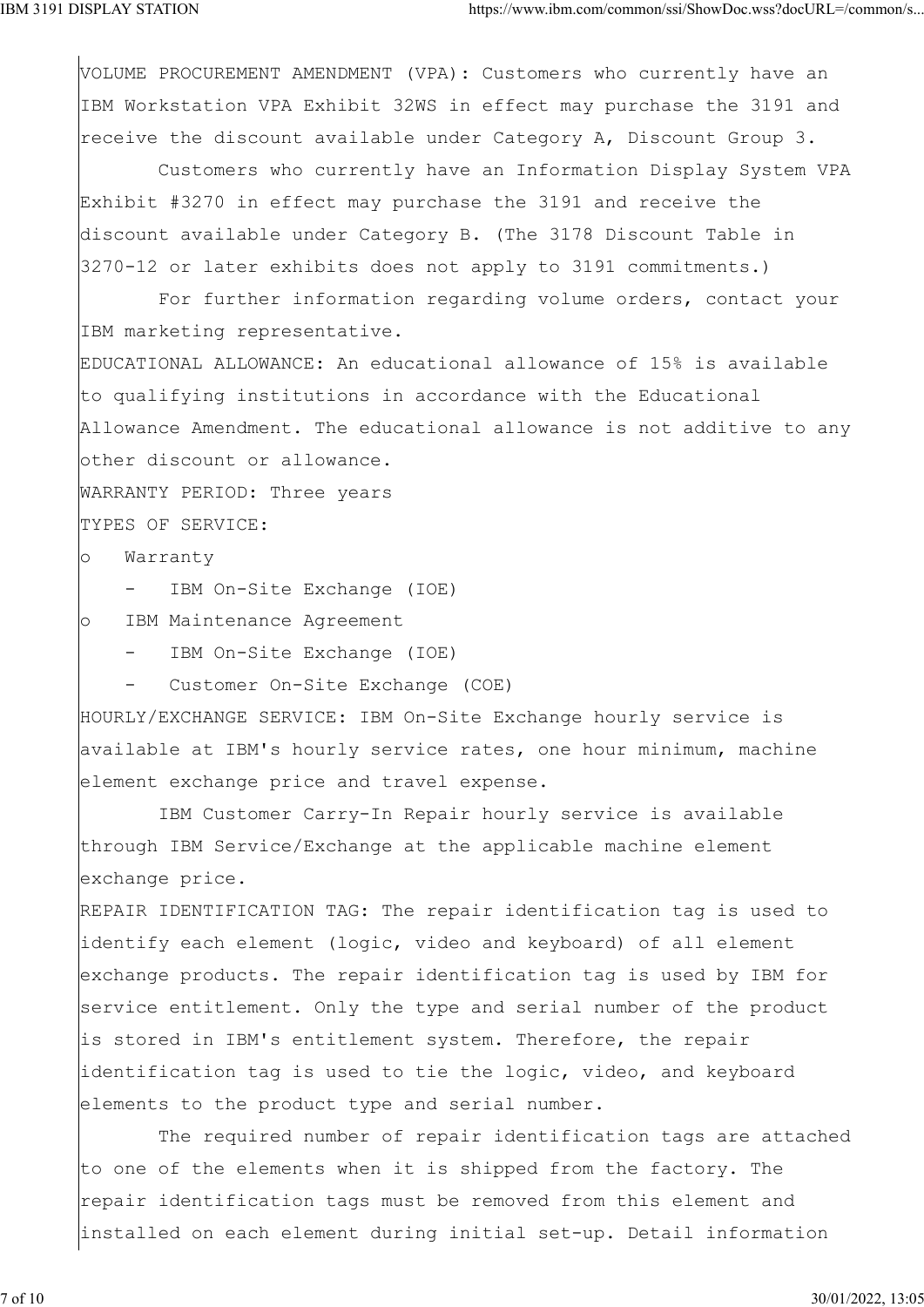VOLUME PROCUREMENT AMENDMENT (VPA): Customers who currently have an IBM Workstation VPA Exhibit 32WS in effect may purchase the 3191 and receive the discount available under Category A, Discount Group 3.

Customers who currently have an Information Display System VPA Exhibit #3270 in effect may purchase the 3191 and receive the discount available under Category B. (The 3178 Discount Table in 3270-12 or later exhibits does not apply to 3191 commitments.)

For further information regarding volume orders, contact your IBM marketing representative.

EDUCATIONAL ALLOWANCE: An educational allowance of 15% is available to qualifying institutions in accordance with the Educational Allowance Amendment. The educational allowance is not additive to any other discount or allowance.

WARRANTY PERIOD: Three years

TYPES OF SERVICE:

- Warranty
  - IBM On-Site Exchange (IOE)
- IBM Maintenance Agreement
  - IBM On-Site Exchange (IOE)
  - Customer On-Site Exchange (COE)

HOURLY/EXCHANGE SERVICE: IBM On-Site Exchange hourly service is available at IBM's hourly service rates, one hour minimum, machine element exchange price and travel expense.

IBM Customer Carry-In Repair hourly service is available through IBM Service/Exchange at the applicable machine element exchange price.

REPAIR IDENTIFICATION TAG: The repair identification tag is used to identify each element (logic, video and keyboard) of all element exchange products. The repair identification tag is used by IBM for service entitlement. Only the type and serial number of the product is stored in IBM's entitlement system. Therefore, the repair identification tag is used to tie the logic, video, and keyboard elements to the product type and serial number.

The required number of repair identification tags are attached to one of the elements when it is shipped from the factory. The repair identification tags must be removed from this element and installed on each element during initial set-up. Detail information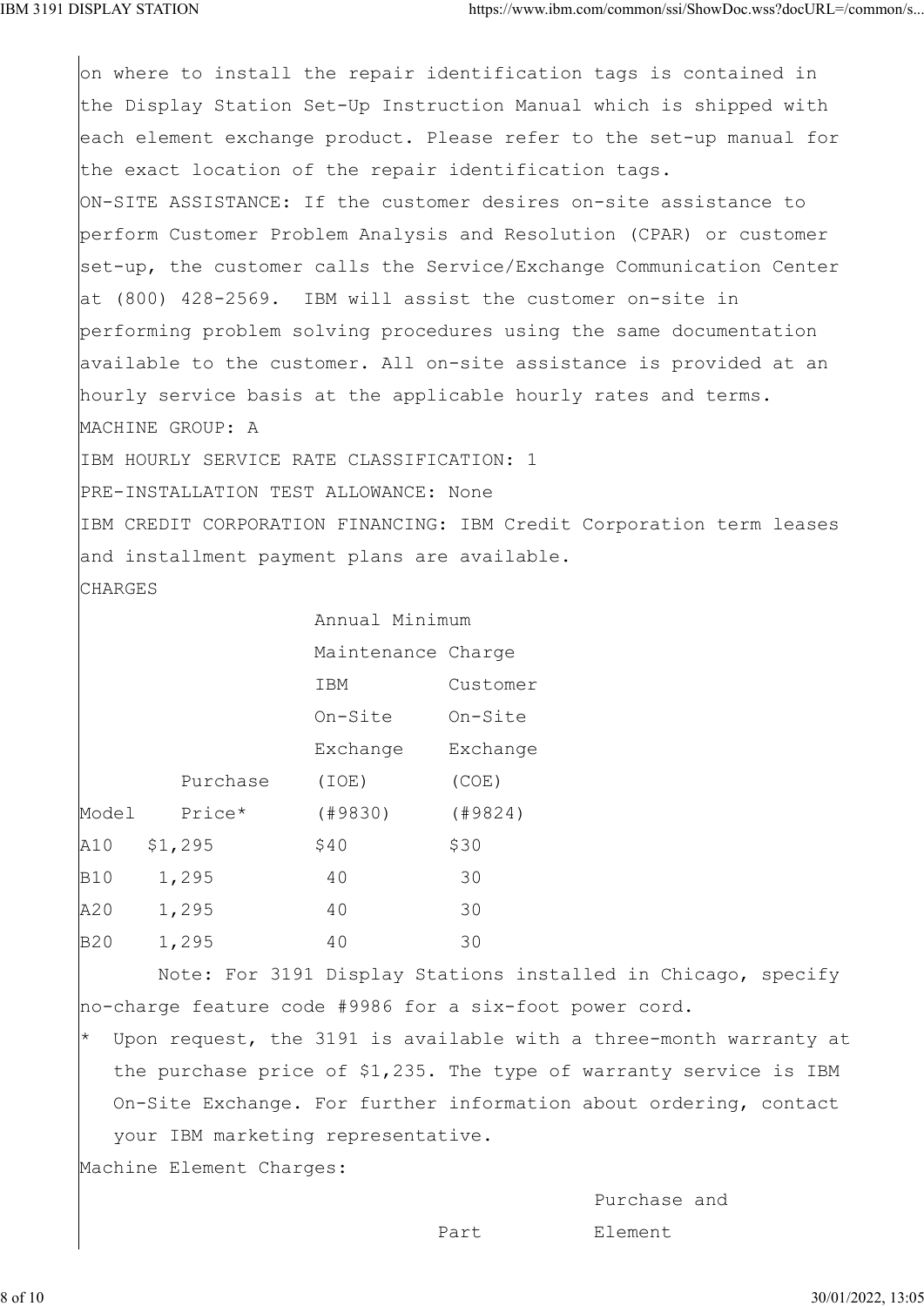on where to install the repair identification tags is contained in the Display Station Set-Up Instruction Manual which is shipped with each element exchange product. Please refer to the set-up manual for the exact location of the repair identification tags.

ON-SITE ASSISTANCE: If the customer desires on-site assistance to perform Customer Problem Analysis and Resolution (CPAR) or customer set-up, the customer calls the Service/Exchange Communication Center at (800) 428-2569. IBM will assist the customer on-site in performing problem solving procedures using the same documentation available to the customer. All on-site assistance is provided at an hourly service basis at the applicable hourly rates and terms.

MACHINE GROUP: A

IBM HOURLY SERVICE RATE CLASSIFICATION: 1

PRE-INSTALLATION TEST ALLOWANCE: None

IBM CREDIT CORPORATION FINANCING: IBM Credit Corporation term leases and installment payment plans are available.

CHARGES

| | | Annual Minimum Maintenance Charge | |
|---|---|---|---|
| Model | Purchase Price* | IBM On-Site Exchange (IOE) (#9830) | Customer On-Site Exchange (COE) (#9824) |
| A10 | $1,295 | $40 | $30 |
| B10 | 1,295 | 40 | 30 |
| A20 | 1,295 | 40 | 30 |
| B20 | 1,295 | 40 | 30 |

Note: For 3191 Display Stations installed in Chicago, specify no-charge feature code #9986 for a six-foot power cord.

* Upon request, the 3191 is available with a three-month warranty at the purchase price of $1,235. The type of warranty service is IBM On-Site Exchange. For further information about ordering, contact your IBM marketing representative.

Machine Element Charges:

| Part | Purchase and Element |
|---|---|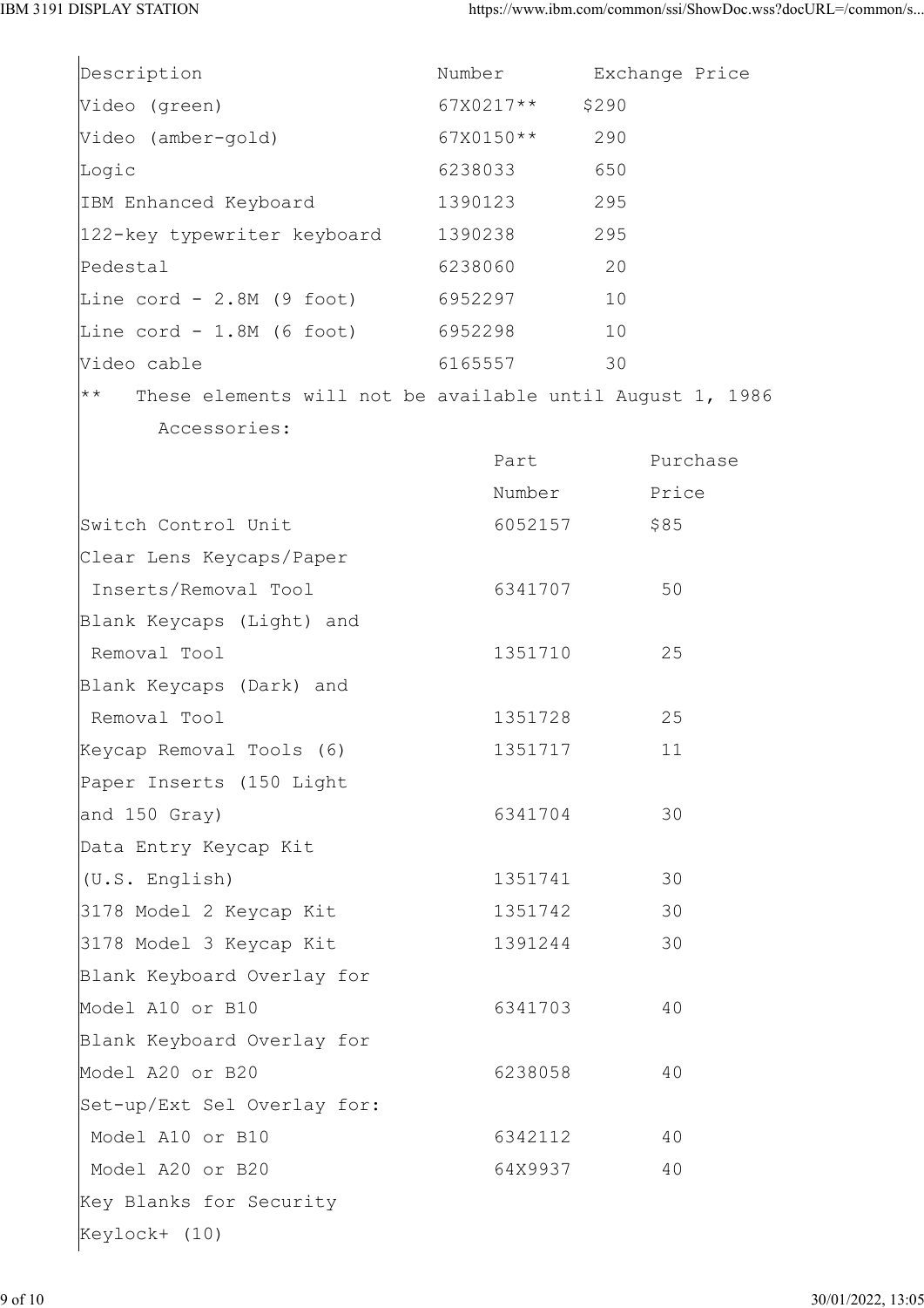| Description | Number | Exchange Price |
| --- | --- | --- |
| Video (green) | 67X0217** | $290 |
| Video (amber-gold) | 67X0150** | 290 |
| Logic | 6238033 | 650 |
| IBM Enhanced Keyboard | 1390123 | 295 |
| 122-key typewriter keyboard | 1390238 | 295 |
| Pedestal | 6238060 | 20 |
| Line cord - 2.8M (9 foot) | 6952297 | 10 |
| Line cord - 1.8M (6 foot) | 6952298 | 10 |
| Video cable | 6165557 | 30 |

** These elements will not be available until August 1, 1986

Accessories:

| | Part Number | Purchase Price |
| --- | --- | --- |
| Switch Control Unit | 6052157 | $85 |
| Clear Lens Keycaps/Paper Inserts/Removal Tool | 6341707 | 50 |
| Blank Keycaps (Light) and Removal Tool | 1351710 | 25 |
| Blank Keycaps (Dark) and Removal Tool | 1351728 | 25 |
| Keycap Removal Tools (6) | 1351717 | 11 |
| Paper Inserts (150 Light and 150 Gray) | 6341704 | 30 |
| Data Entry Keycap Kit (U.S. English) | 1351741 | 30 |
| 3178 Model 2 Keycap Kit | 1351742 | 30 |
| 3178 Model 3 Keycap Kit | 1391244 | 30 |
| Blank Keyboard Overlay for Model A10 or B10 | 6341703 | 40 |
| Blank Keyboard Overlay for Model A20 or B20 | 6238058 | 40 |
| Set-up/Ext Sel Overlay for: | | |
| Model A10 or B10 | 6342112 | 40 |
| Model A20 or B20 | 64X9937 | 40 |
| Key Blanks for Security Keylock+ (10) | | |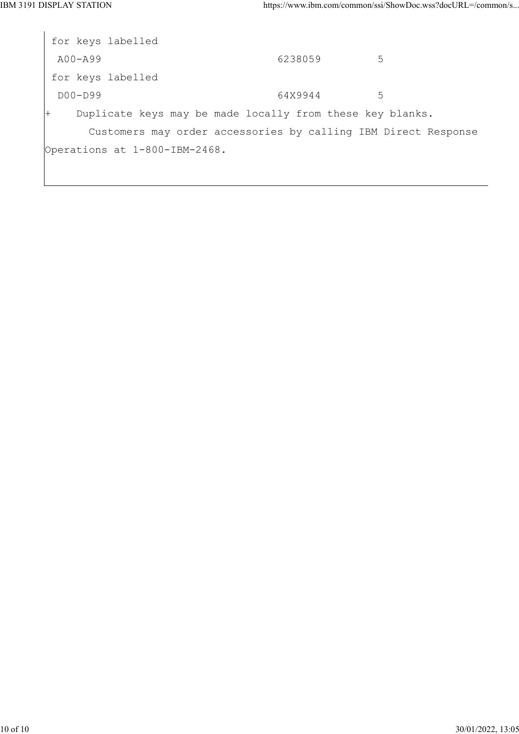| | | |
|---|---|---|
| for keys labelled A00-A99 | 6238059 | 5 |
| for keys labelled D00-D99 | 64X9944 | 5 |

\+ Duplicate keys may be made locally from these key blanks.

Customers may order accessories by calling IBM Direct Response Operations at 1-800-IBM-2468.